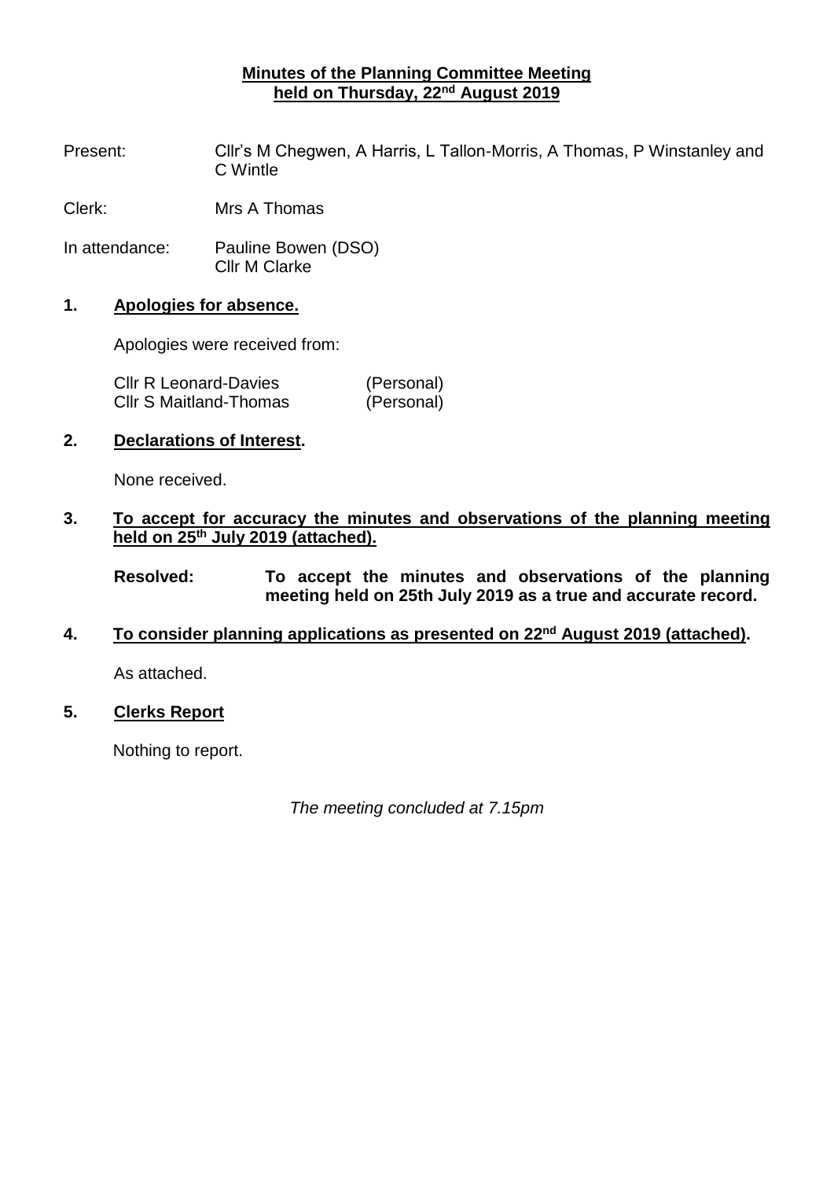**Minutes of the Planning Committee Meeting held on Thursday, 22nd August 2019**

Present: Cllr's M Chegwen, A Harris, L Tallon-Morris, A Thomas, P Winstanley and C Wintle

Clerk: Mrs A Thomas

In attendance: Pauline Bowen (DSO)
Cllr M Clarke

## 1. Apologies for absence.

Apologies were received from:

| | |
|---|---|
| Cllr R Leonard-Davies | (Personal) |
| Cllr S Maitland-Thomas | (Personal) |

## 2. Declarations of Interest.

None received.

## 3. To accept for accuracy the minutes and observations of the planning meeting held on 25th July 2019 (attached).

**Resolved: To accept the minutes and observations of the planning meeting held on 25th July 2019 as a true and accurate record.**

## 4. To consider planning applications as presented on 22nd August 2019 (attached).

As attached.

## 5. Clerks Report

Nothing to report.

*The meeting concluded at 7.15pm*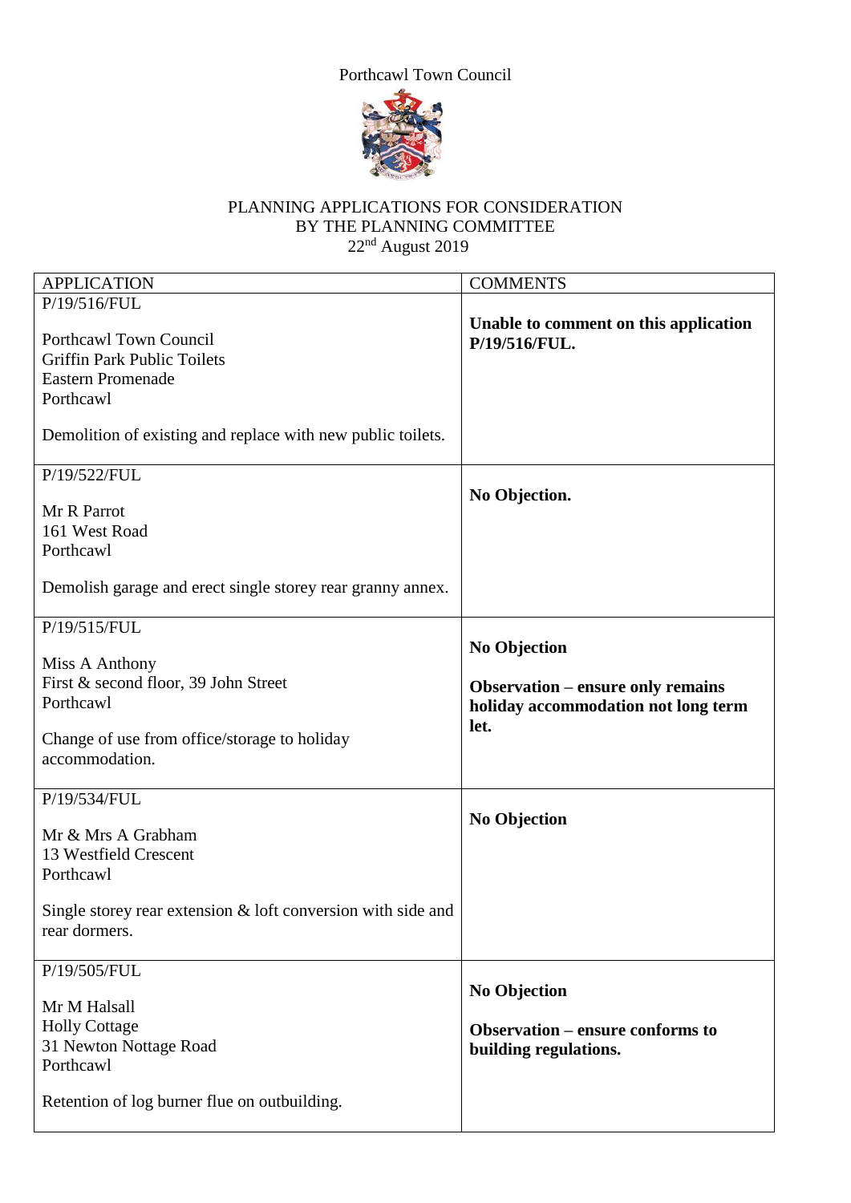Porthcawl Town Council

# PLANNING APPLICATIONS FOR CONSIDERATION BY THE PLANNING COMMITTEE

22nd August 2019

| APPLICATION | COMMENTS |
|---|---|
| P/19/516/FUL<br><br>Porthcawl Town Council<br>Griffin Park Public Toilets<br>Eastern Promenade<br>Porthcawl<br><br>Demolition of existing and replace with new public toilets. | **Unable to comment on this application P/19/516/FUL.** |
| P/19/522/FUL<br><br>Mr R Parrot<br>161 West Road<br>Porthcawl<br><br>Demolish garage and erect single storey rear granny annex. | **No Objection.** |
| P/19/515/FUL<br><br>Miss A Anthony<br>First & second floor, 39 John Street<br>Porthcawl<br><br>Change of use from office/storage to holiday accommodation. | **No Objection**<br><br>**Observation – ensure only remains holiday accommodation not long term let.** |
| P/19/534/FUL<br><br>Mr & Mrs A Grabham<br>13 Westfield Crescent<br>Porthcawl<br><br>Single storey rear extension & loft conversion with side and rear dormers. | **No Objection** |
| P/19/505/FUL<br><br>Mr M Halsall<br>Holly Cottage<br>31 Newton Nottage Road<br>Porthcawl<br><br>Retention of log burner flue on outbuilding. | **No Objection**<br><br>**Observation – ensure conforms to building regulations.** |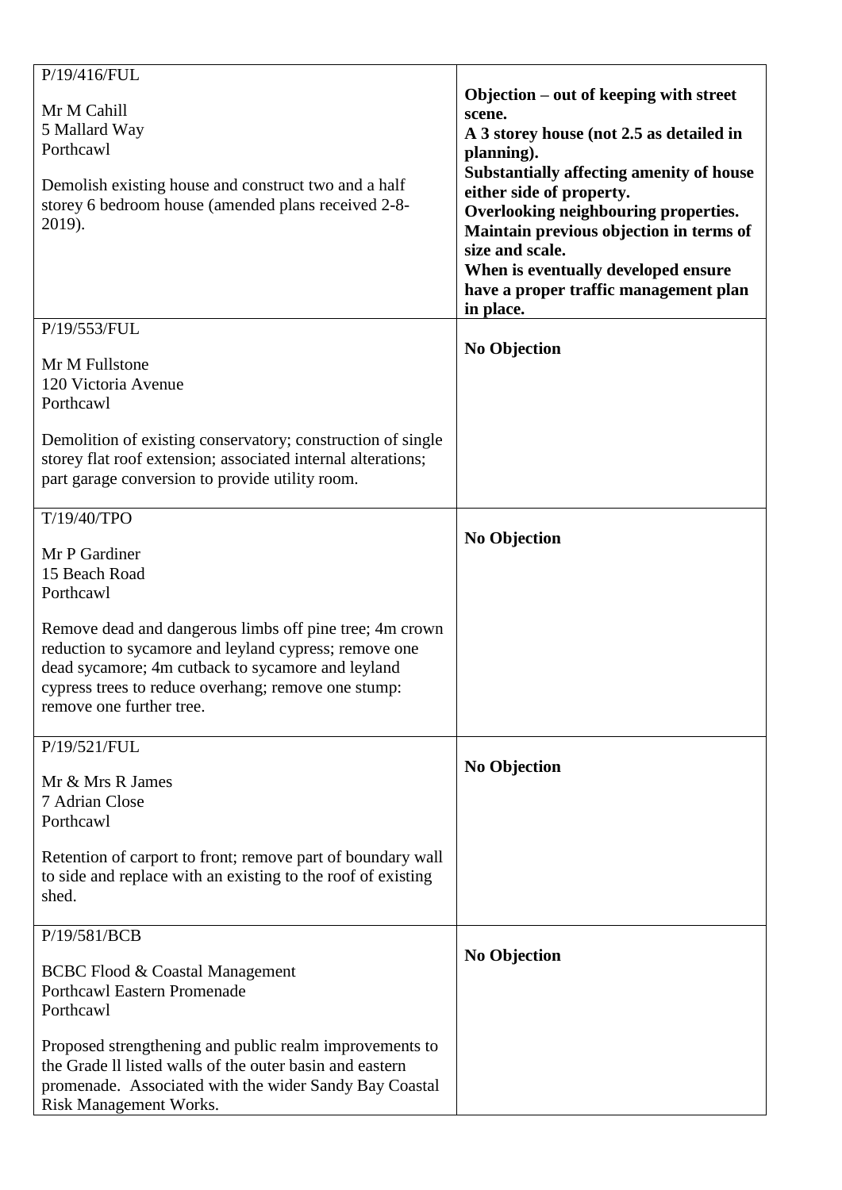| P/19/416/FUL<br><br>Mr M Cahill<br>5 Mallard Way<br>Porthcawl<br><br>Demolish existing house and construct two and a half storey 6 bedroom house (amended plans received 2-8-2019). | **Objection – out of keeping with street scene.**<br>**A 3 storey house (not 2.5 as detailed in planning).**<br>**Substantially affecting amenity of house either side of property.**<br>**Overlooking neighbouring properties.**<br>**Maintain previous objection in terms of size and scale.**<br>**When is eventually developed ensure have a proper traffic management plan in place.** |
|---|---|
| P/19/553/FUL<br><br>Mr M Fullstone<br>120 Victoria Avenue<br>Porthcawl<br><br>Demolition of existing conservatory; construction of single storey flat roof extension; associated internal alterations; part garage conversion to provide utility room. | **No Objection** |
| T/19/40/TPO<br><br>Mr P Gardiner<br>15 Beach Road<br>Porthcawl<br><br>Remove dead and dangerous limbs off pine tree; 4m crown reduction to sycamore and leyland cypress; remove one dead sycamore; 4m cutback to sycamore and leyland cypress trees to reduce overhang; remove one stump: remove one further tree. | **No Objection** |
| P/19/521/FUL<br><br>Mr & Mrs R James<br>7 Adrian Close<br>Porthcawl<br><br>Retention of carport to front; remove part of boundary wall to side and replace with an existing to the roof of existing shed. | **No Objection** |
| P/19/581/BCB<br><br>BCBC Flood & Coastal Management<br>Porthcawl Eastern Promenade<br>Porthcawl<br><br>Proposed strengthening and public realm improvements to the Grade ll listed walls of the outer basin and eastern promenade. Associated with the wider Sandy Bay Coastal Risk Management Works. | **No Objection** |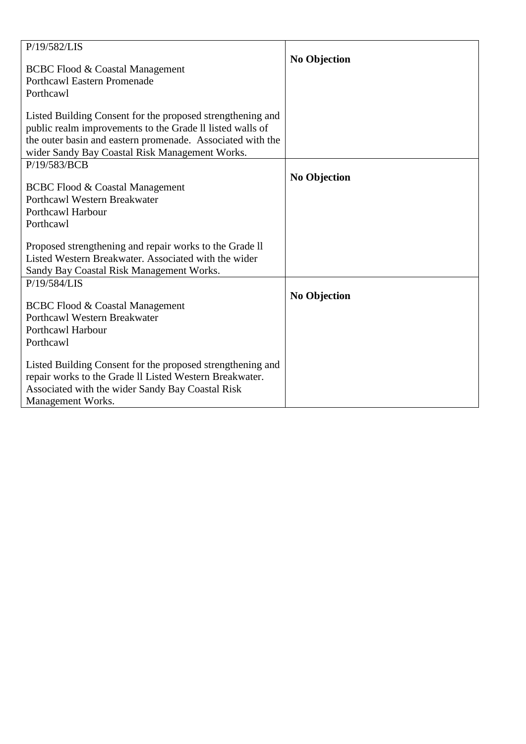| | |
|---|---|
| P/19/582/LIS<br><br>BCBC Flood & Coastal Management<br>Porthcawl Eastern Promenade<br>Porthcawl<br><br>Listed Building Consent for the proposed strengthening and public realm improvements to the Grade ll listed walls of the outer basin and eastern promenade. Associated with the wider Sandy Bay Coastal Risk Management Works. | **No Objection** |
| P/19/583/BCB<br><br>BCBC Flood & Coastal Management<br>Porthcawl Western Breakwater<br>Porthcawl Harbour<br>Porthcawl<br><br>Proposed strengthening and repair works to the Grade ll Listed Western Breakwater. Associated with the wider Sandy Bay Coastal Risk Management Works. | **No Objection** |
| P/19/584/LIS<br><br>BCBC Flood & Coastal Management<br>Porthcawl Western Breakwater<br>Porthcawl Harbour<br>Porthcawl<br><br>Listed Building Consent for the proposed strengthening and repair works to the Grade ll Listed Western Breakwater. Associated with the wider Sandy Bay Coastal Risk Management Works. | **No Objection** |